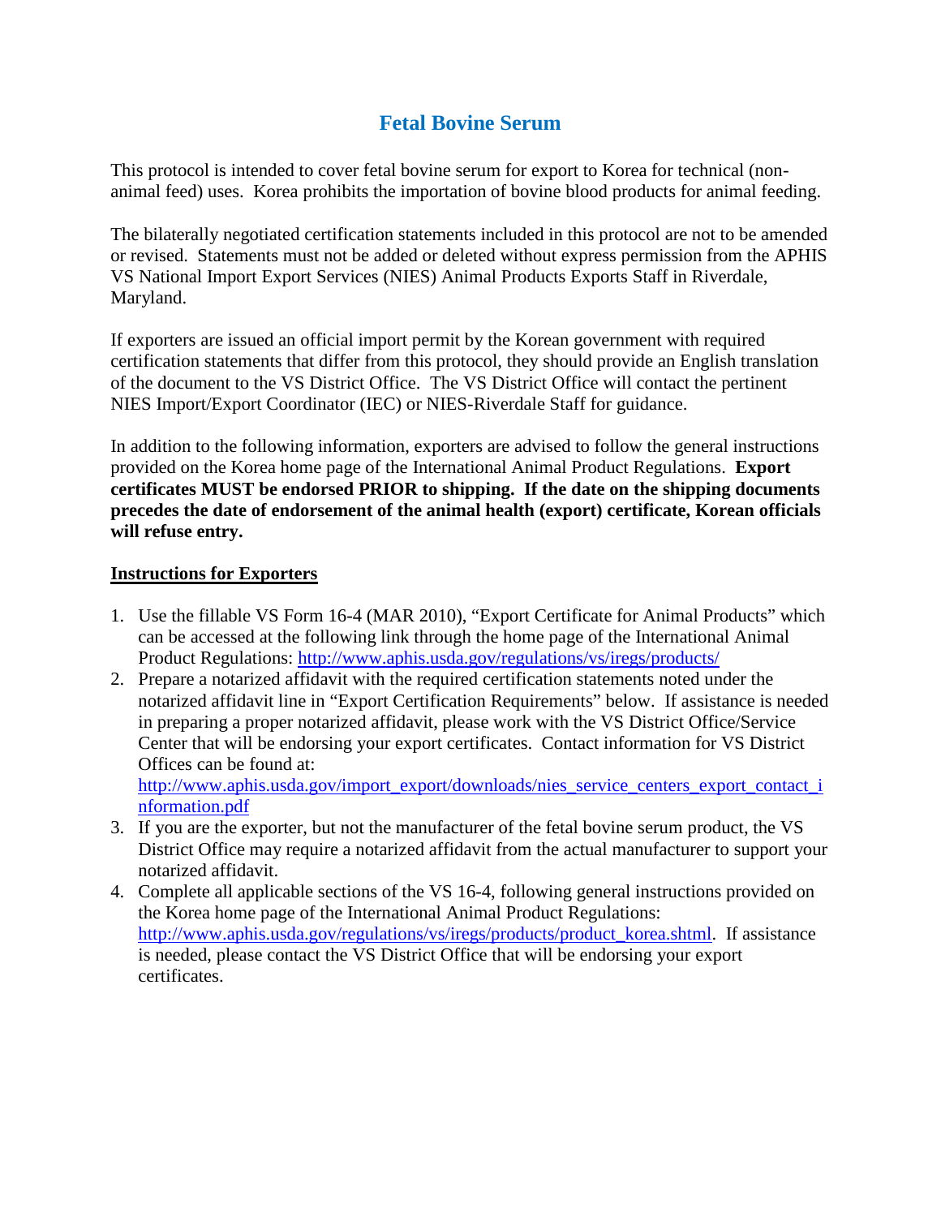# Fetal Bovine Serum

This protocol is intended to cover fetal bovine serum for export to Korea for technical (non-animal feed) uses. Korea prohibits the importation of bovine blood products for animal feeding.

The bilaterally negotiated certification statements included in this protocol are not to be amended or revised. Statements must not be added or deleted without express permission from the APHIS VS National Import Export Services (NIES) Animal Products Exports Staff in Riverdale, Maryland.

If exporters are issued an official import permit by the Korean government with required certification statements that differ from this protocol, they should provide an English translation of the document to the VS District Office. The VS District Office will contact the pertinent NIES Import/Export Coordinator (IEC) or NIES-Riverdale Staff for guidance.

In addition to the following information, exporters are advised to follow the general instructions provided on the Korea home page of the International Animal Product Regulations. **Export certificates MUST be endorsed PRIOR to shipping. If the date on the shipping documents precedes the date of endorsement of the animal health (export) certificate, Korean officials will refuse entry.**

## Instructions for Exporters

1. Use the fillable VS Form 16-4 (MAR 2010), "Export Certificate for Animal Products" which can be accessed at the following link through the home page of the International Animal Product Regulations: http://www.aphis.usda.gov/regulations/vs/iregs/products/
2. Prepare a notarized affidavit with the required certification statements noted under the notarized affidavit line in "Export Certification Requirements" below. If assistance is needed in preparing a proper notarized affidavit, please work with the VS District Office/Service Center that will be endorsing your export certificates. Contact information for VS District Offices can be found at: http://www.aphis.usda.gov/import_export/downloads/nies_service_centers_export_contact_information.pdf
3. If you are the exporter, but not the manufacturer of the fetal bovine serum product, the VS District Office may require a notarized affidavit from the actual manufacturer to support your notarized affidavit.
4. Complete all applicable sections of the VS 16-4, following general instructions provided on the Korea home page of the International Animal Product Regulations: http://www.aphis.usda.gov/regulations/vs/iregs/products/product_korea.shtml. If assistance is needed, please contact the VS District Office that will be endorsing your export certificates.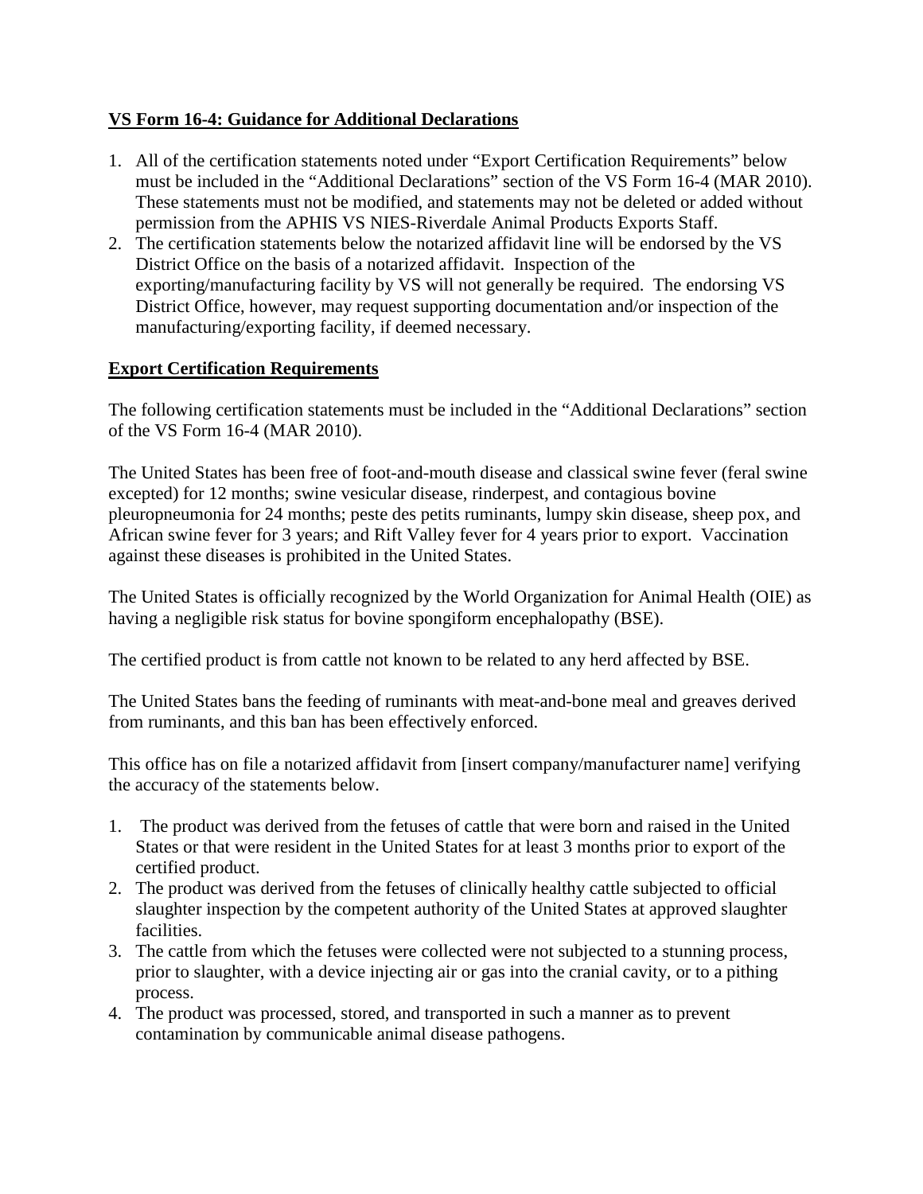**VS Form 16-4: Guidance for Additional Declarations**

1. All of the certification statements noted under "Export Certification Requirements" below must be included in the "Additional Declarations" section of the VS Form 16-4 (MAR 2010). These statements must not be modified, and statements may not be deleted or added without permission from the APHIS VS NIES-Riverdale Animal Products Exports Staff.
2. The certification statements below the notarized affidavit line will be endorsed by the VS District Office on the basis of a notarized affidavit. Inspection of the exporting/manufacturing facility by VS will not generally be required. The endorsing VS District Office, however, may request supporting documentation and/or inspection of the manufacturing/exporting facility, if deemed necessary.

**Export Certification Requirements**

The following certification statements must be included in the "Additional Declarations" section of the VS Form 16-4 (MAR 2010).

The United States has been free of foot-and-mouth disease and classical swine fever (feral swine excepted) for 12 months; swine vesicular disease, rinderpest, and contagious bovine pleuropneumonia for 24 months; peste des petits ruminants, lumpy skin disease, sheep pox, and African swine fever for 3 years; and Rift Valley fever for 4 years prior to export. Vaccination against these diseases is prohibited in the United States.

The United States is officially recognized by the World Organization for Animal Health (OIE) as having a negligible risk status for bovine spongiform encephalopathy (BSE).

The certified product is from cattle not known to be related to any herd affected by BSE.

The United States bans the feeding of ruminants with meat-and-bone meal and greaves derived from ruminants, and this ban has been effectively enforced.

This office has on file a notarized affidavit from [insert company/manufacturer name] verifying the accuracy of the statements below.

1. The product was derived from the fetuses of cattle that were born and raised in the United States or that were resident in the United States for at least 3 months prior to export of the certified product.
2. The product was derived from the fetuses of clinically healthy cattle subjected to official slaughter inspection by the competent authority of the United States at approved slaughter facilities.
3. The cattle from which the fetuses were collected were not subjected to a stunning process, prior to slaughter, with a device injecting air or gas into the cranial cavity, or to a pithing process.
4. The product was processed, stored, and transported in such a manner as to prevent contamination by communicable animal disease pathogens.